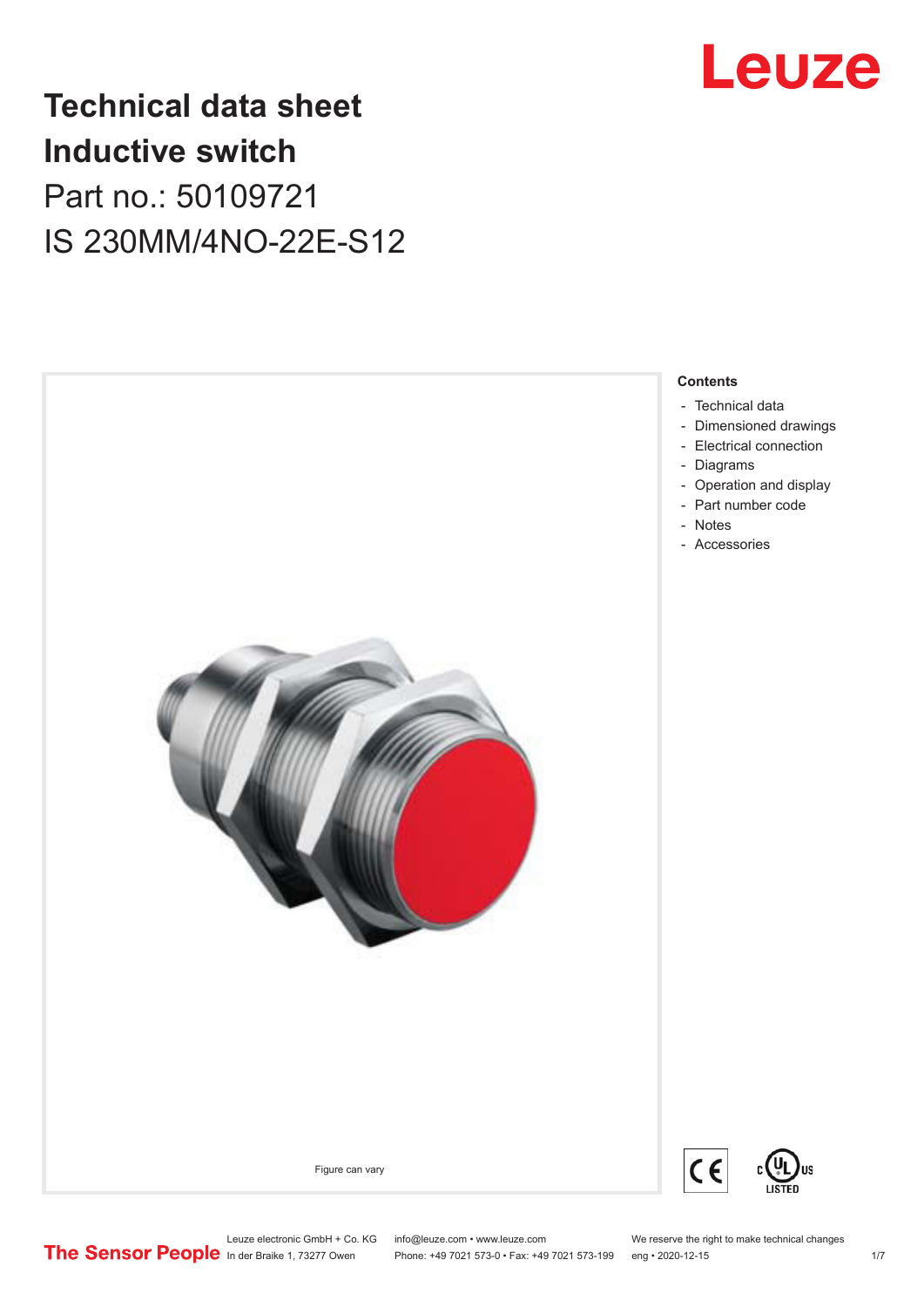# Technical data sheet
# Inductive switch

Part no.: 50109721

IS 230MM/4NO-22E-S12

Figure can vary

**Contents**

- Technical data
- Dimensioned drawings
- Electrical connection
- Diagrams
- Operation and display
- Part number code
- Notes
- Accessories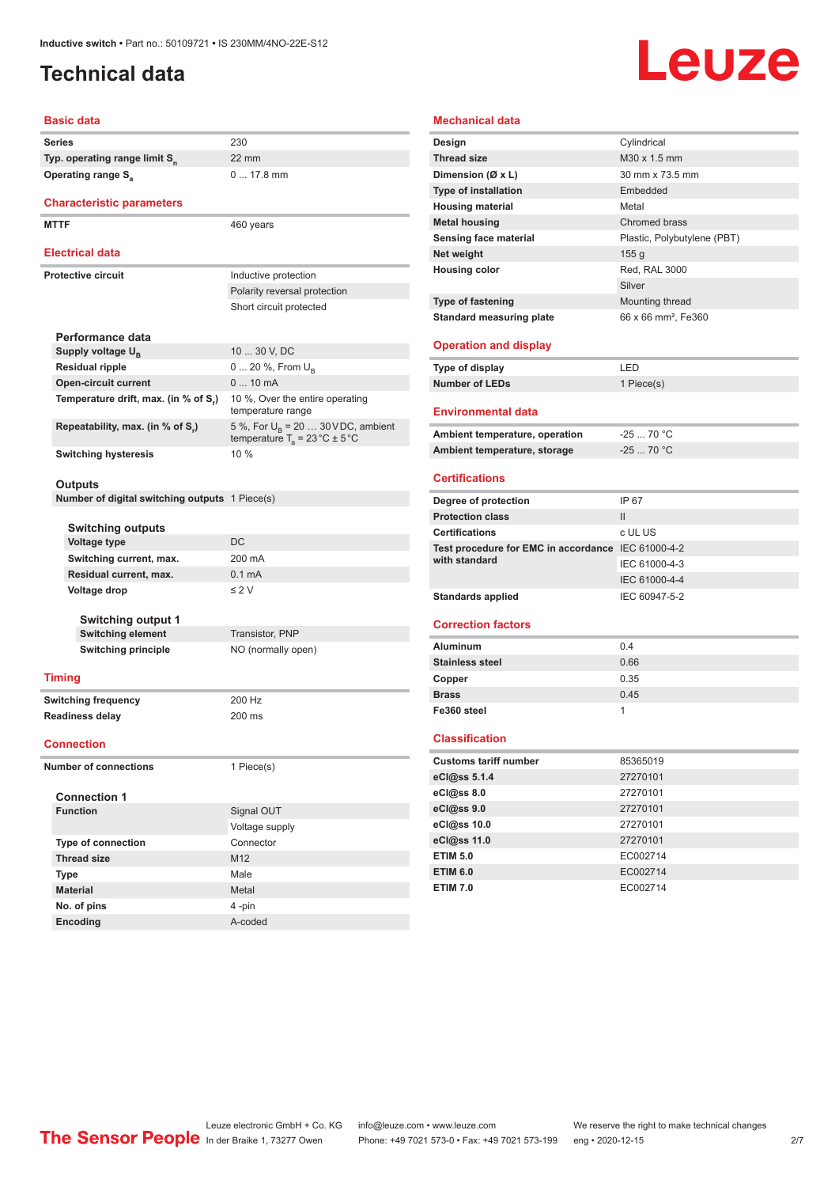# Technical data

## Basic data

| | |
|---|---|
| Series | 230 |
| Typ. operating range limit $S_n$ | 22 mm |
| Operating range $S_a$ | 0 ... 17.8 mm |

## Characteristic parameters

| | |
|---|---|
| MTTF | 460 years |

## Electrical data

| | |
|---|---|
| Protective circuit | Inductive protection |
| | Polarity reversal protection |
| | Short circuit protected |

### Performance data

| | |
|---|---|
| Supply voltage $U_B$ | 10 ... 30 V, DC |
| Residual ripple | 0 ... 20 %, From $U_B$ |
| Open-circuit current | 0 ... 10 mA |
| Temperature drift, max. (in % of $S_r$) | 10 %, Over the entire operating temperature range |
| Repeatability, max. (in % of $S_r$) | 5 %, For $U_B$ = 20 … 30 V DC, ambient temperature $T_a$ = 23 °C ± 5 °C |
| Switching hysteresis | 10 % |

### Outputs

| | |
|---|---|
| Number of digital switching outputs | 1 Piece(s) |

#### Switching outputs

| | |
|---|---|
| Voltage type | DC |
| Switching current, max. | 200 mA |
| Residual current, max. | 0.1 mA |
| Voltage drop | ≤ 2 V |

##### Switching output 1

| | |
|---|---|
| Switching element | Transistor, PNP |
| Switching principle | NO (normally open) |

## Timing

| | |
|---|---|
| Switching frequency | 200 Hz |
| Readiness delay | 200 ms |

## Connection

| | |
|---|---|
| Number of connections | 1 Piece(s) |

### Connection 1

| | |
|---|---|
| Function | Signal OUT |
| | Voltage supply |
| Type of connection | Connector |
| Thread size | M12 |
| Type | Male |
| Material | Metal |
| No. of pins | 4 -pin |
| Encoding | A-coded |

## Mechanical data

| | |
|---|---|
| Design | Cylindrical |
| Thread size | M30 x 1.5 mm |
| Dimension (Ø x L) | 30 mm x 73.5 mm |
| Type of installation | Embedded |
| Housing material | Metal |
| Metal housing | Chromed brass |
| Sensing face material | Plastic, Polybutylene (PBT) |
| Net weight | 155 g |
| Housing color | Red, RAL 3000 |
| | Silver |
| Type of fastening | Mounting thread |
| Standard measuring plate | 66 x 66 mm², Fe360 |

## Operation and display

| | |
|---|---|
| Type of display | LED |
| Number of LEDs | 1 Piece(s) |

## Environmental data

| | |
|---|---|
| Ambient temperature, operation | -25 ... 70 °C |
| Ambient temperature, storage | -25 ... 70 °C |

## Certifications

| | |
|---|---|
| Degree of protection | IP 67 |
| Protection class | II |
| Certifications | c UL US |
| Test procedure for EMC in accordance with standard | IEC 61000-4-2 |
| | IEC 61000-4-3 |
| | IEC 61000-4-4 |
| Standards applied | IEC 60947-5-2 |

## Correction factors

| | |
|---|---|
| Aluminum | 0.4 |
| Stainless steel | 0.66 |
| Copper | 0.35 |
| Brass | 0.45 |
| Fe360 steel | 1 |

## Classification

| | |
|---|---|
| Customs tariff number | 85365019 |
| eCl@ss 5.1.4 | 27270101 |
| eCl@ss 8.0 | 27270101 |
| eCl@ss 9.0 | 27270101 |
| eCl@ss 10.0 | 27270101 |
| eCl@ss 11.0 | 27270101 |
| ETIM 5.0 | EC002714 |
| ETIM 6.0 | EC002714 |
| ETIM 7.0 | EC002714 |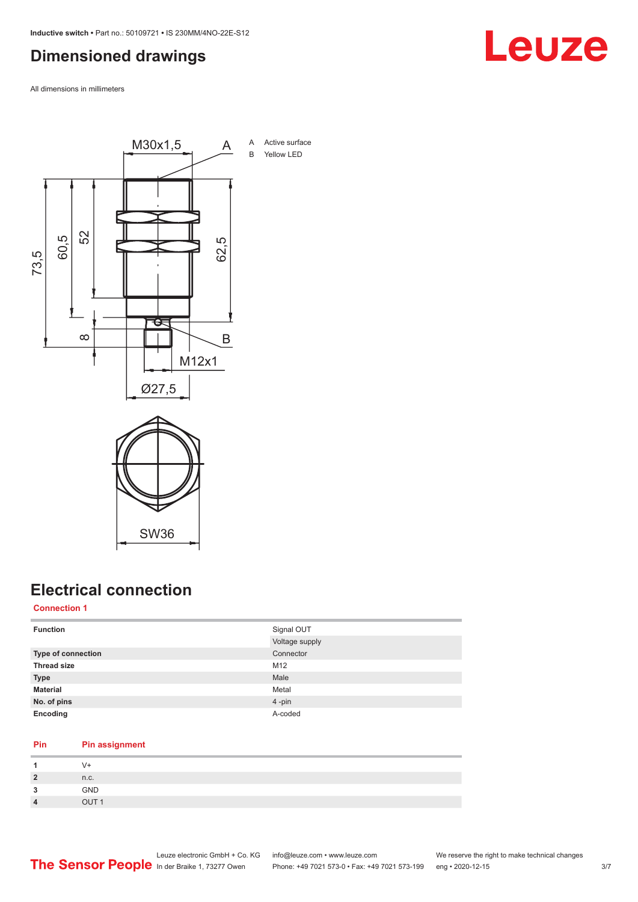## Dimensioned drawings

All dimensions in millimeters

A Active surface
B Yellow LED

## Electrical connection

### Connection 1

| Function | Signal OUT |
|---|---|
| | Voltage supply |
| Type of connection | Connector |
| Thread size | M12 |
| Type | Male |
| Material | Metal |
| No. of pins | 4 -pin |
| Encoding | A-coded |

| Pin | Pin assignment |
|---|---|
| 1 | V+ |
| 2 | n.c. |
| 3 | GND |
| 4 | OUT 1 |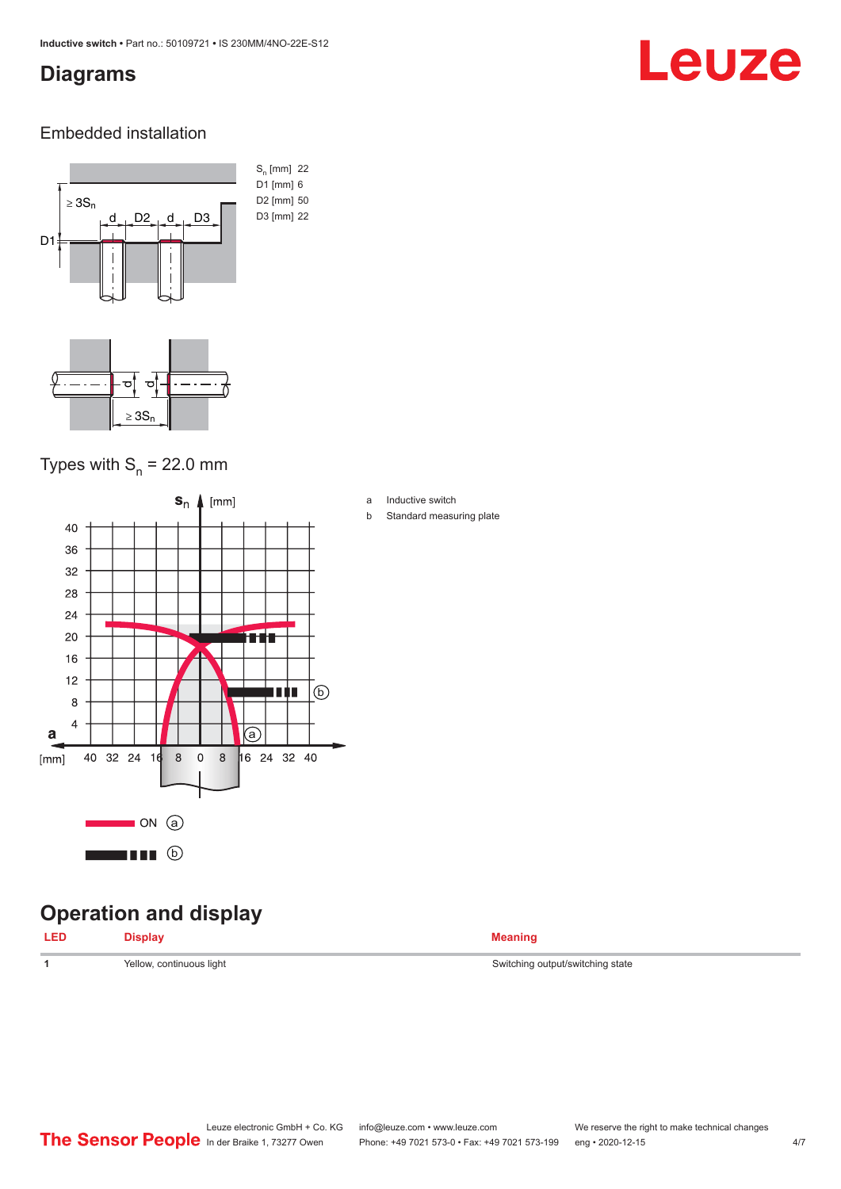# Diagrams

## Embedded installation

| | |
|---|---|
| $S_n$ [mm] | 22 |
| D1 [mm] | 6 |
| D2 [mm] | 50 |
| D3 [mm] | 22 |

## Types with $S_n$ = 22.0 mm

a Inductive switch

b Standard measuring plate

# Operation and display

| LED | Display | Meaning |
|---|---|---|
| 1 | Yellow, continuous light | Switching output/switching state |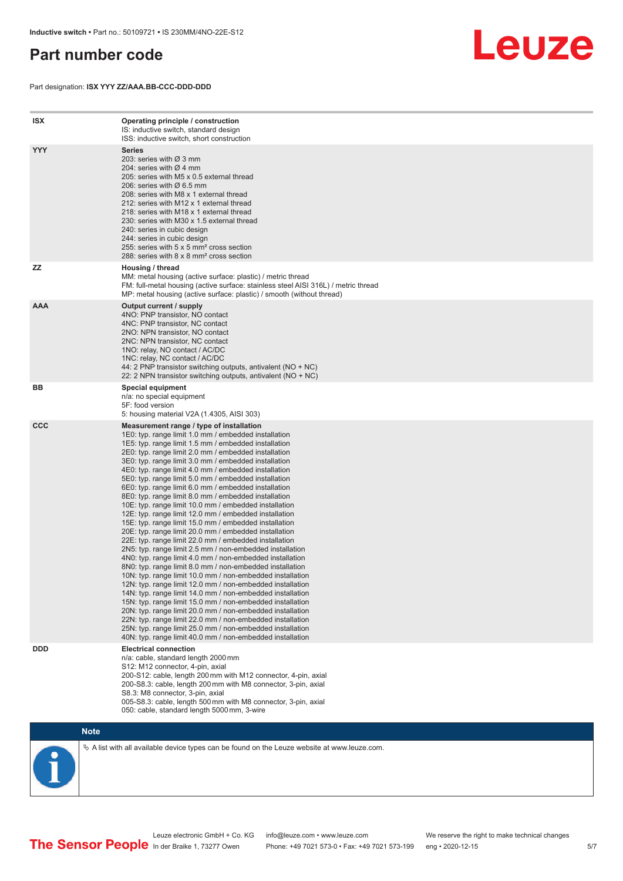# Part number code

Part designation: **ISX YYY ZZ/AAA.BB-CCC-DDD-DDD**

| | |
|---|---|
| ISX | **Operating principle / construction**<br>IS: inductive switch, standard design<br>ISS: inductive switch, short construction |
| YYY | **Series**<br>203: series with Ø 3 mm<br>204: series with Ø 4 mm<br>205: series with M5 x 0.5 external thread<br>206: series with Ø 6.5 mm<br>208: series with M8 x 1 external thread<br>212: series with M12 x 1 external thread<br>218: series with M18 x 1 external thread<br>230: series with M30 x 1.5 external thread<br>240: series in cubic design<br>244: series in cubic design<br>255: series with 5 x 5 mm² cross section<br>288: series with 8 x 8 mm² cross section |
| ZZ | **Housing / thread**<br>MM: metal housing (active surface: plastic) / metric thread<br>FM: full-metal housing (active surface: stainless steel AISI 316L) / metric thread<br>MP: metal housing (active surface: plastic) / smooth (without thread) |
| AAA | **Output current / supply**<br>4NO: PNP transistor, NO contact<br>4NC: PNP transistor, NC contact<br>2NO: NPN transistor, NO contact<br>2NC: NPN transistor, NC contact<br>1NO: relay, NO contact / AC/DC<br>1NC: relay, NC contact / AC/DC<br>44: 2 PNP transistor switching outputs, antivalent (NO + NC)<br>22: 2 NPN transistor switching outputs, antivalent (NO + NC) |
| BB | **Special equipment**<br>n/a: no special equipment<br>5F: food version<br>5: housing material V2A (1.4305, AISI 303) |
| CCC | **Measurement range / type of installation**<br>1E0: typ. range limit 1.0 mm / embedded installation<br>1E5: typ. range limit 1.5 mm / embedded installation<br>2E0: typ. range limit 2.0 mm / embedded installation<br>3E0: typ. range limit 3.0 mm / embedded installation<br>4E0: typ. range limit 4.0 mm / embedded installation<br>5E0: typ. range limit 5.0 mm / embedded installation<br>6E0: typ. range limit 6.0 mm / embedded installation<br>8E0: typ. range limit 8.0 mm / embedded installation<br>10E: typ. range limit 10.0 mm / embedded installation<br>12E: typ. range limit 12.0 mm / embedded installation<br>15E: typ. range limit 15.0 mm / embedded installation<br>20E: typ. range limit 20.0 mm / embedded installation<br>22E: typ. range limit 22.0 mm / embedded installation<br>2N5: typ. range limit 2.5 mm / non-embedded installation<br>4N0: typ. range limit 4.0 mm / non-embedded installation<br>8N0: typ. range limit 8.0 mm / non-embedded installation<br>10N: typ. range limit 10.0 mm / non-embedded installation<br>12N: typ. range limit 12.0 mm / non-embedded installation<br>14N: typ. range limit 14.0 mm / non-embedded installation<br>15N: typ. range limit 15.0 mm / non-embedded installation<br>20N: typ. range limit 20.0 mm / non-embedded installation<br>22N: typ. range limit 22.0 mm / non-embedded installation<br>25N: typ. range limit 25.0 mm / non-embedded installation<br>40N: typ. range limit 40.0 mm / non-embedded installation |
| DDD | **Electrical connection**<br>n/a: cable, standard length 2000 mm<br>S12: M12 connector, 4-pin, axial<br>200-S12: cable, length 200 mm with M12 connector, 4-pin, axial<br>200-S8.3: cable, length 200 mm with M8 connector, 3-pin, axial<br>S8.3: M8 connector, 3-pin, axial<br>005-S8.3: cable, length 500 mm with M8 connector, 3-pin, axial<br>050: cable, standard length 5000 mm, 3-wire |

**Note**

A list with all available device types can be found on the Leuze website at www.leuze.com.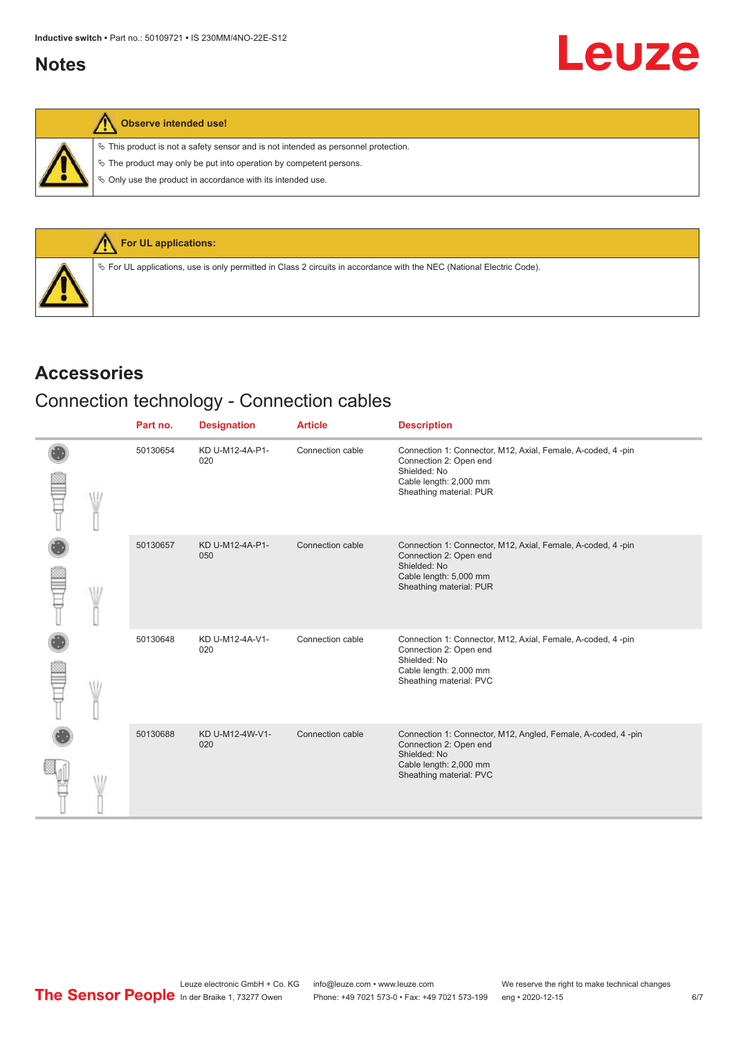## Notes

| Observe intended use! |
|---|
| ✎ This product is not a safety sensor and is not intended as personnel protection.<br>✎ The product may only be put into operation by competent persons.<br>✎ Only use the product in accordance with its intended use. |

| For UL applications: |
|---|
| ✎ For UL applications, use is only permitted in Class 2 circuits in accordance with the NEC (National Electric Code). |

## Accessories

### Connection technology - Connection cables

| Part no. | Designation | Article | Description |
|---|---|---|---|
| 50130654 | KD U-M12-4A-P1-020 | Connection cable | Connection 1: Connector, M12, Axial, Female, A-coded, 4 -pin<br>Connection 2: Open end<br>Shielded: No<br>Cable length: 2,000 mm<br>Sheathing material: PUR |
| 50130657 | KD U-M12-4A-P1-050 | Connection cable | Connection 1: Connector, M12, Axial, Female, A-coded, 4 -pin<br>Connection 2: Open end<br>Shielded: No<br>Cable length: 5,000 mm<br>Sheathing material: PUR |
| 50130648 | KD U-M12-4A-V1-020 | Connection cable | Connection 1: Connector, M12, Axial, Female, A-coded, 4 -pin<br>Connection 2: Open end<br>Shielded: No<br>Cable length: 2,000 mm<br>Sheathing material: PVC |
| 50130688 | KD U-M12-4W-V1-020 | Connection cable | Connection 1: Connector, M12, Angled, Female, A-coded, 4 -pin<br>Connection 2: Open end<br>Shielded: No<br>Cable length: 2,000 mm<br>Sheathing material: PVC |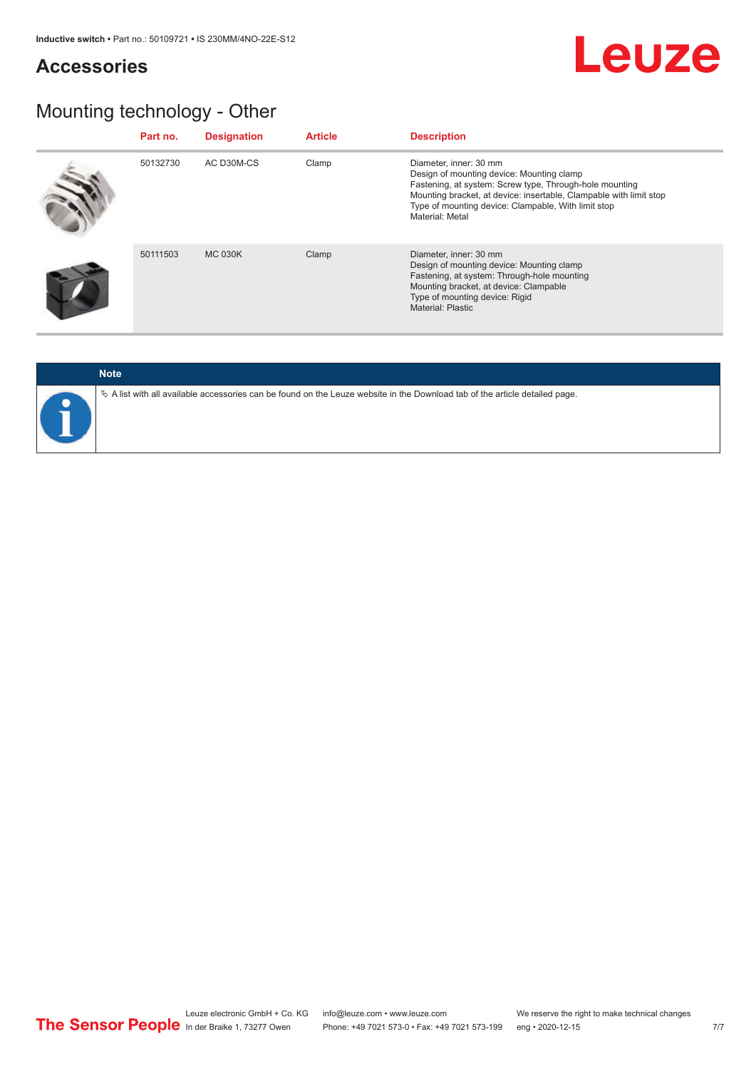## Accessories

## Mounting technology - Other

| | Part no. | Designation | Article | Description |
|---|---|---|---|---|
| | 50132730 | AC D30M-CS | Clamp | Diameter, inner: 30 mm<br>Design of mounting device: Mounting clamp<br>Fastening, at system: Screw type, Through-hole mounting<br>Mounting bracket, at device: insertable, Clampable with limit stop<br>Type of mounting device: Clampable, With limit stop<br>Material: Metal |
| | 50111503 | MC 030K | Clamp | Diameter, inner: 30 mm<br>Design of mounting device: Mounting clamp<br>Fastening, at system: Through-hole mounting<br>Mounting bracket, at device: Clampable<br>Type of mounting device: Rigid<br>Material: Plastic |

**Note**

↳ A list with all available accessories can be found on the Leuze website in the Download tab of the article detailed page.